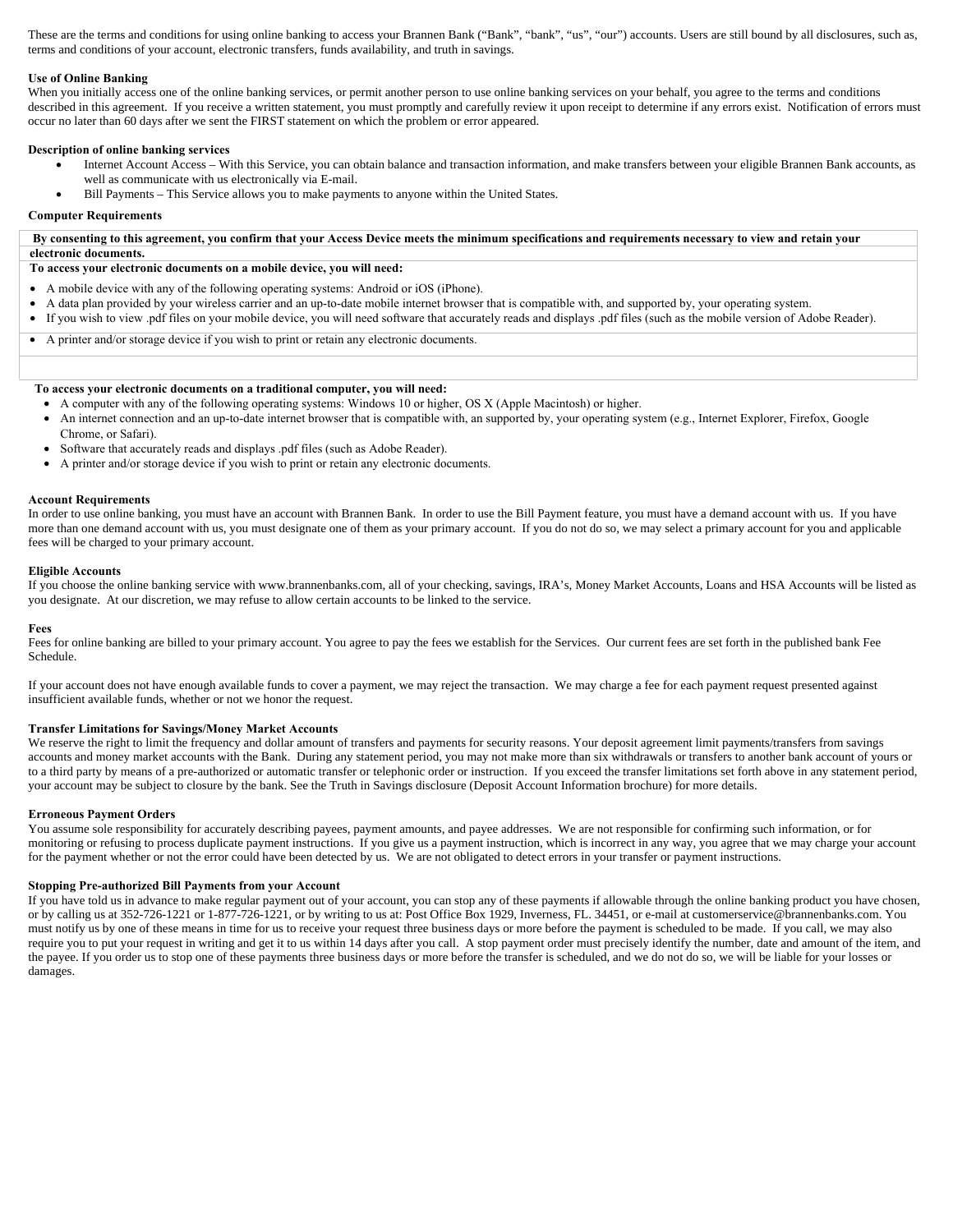These are the terms and conditions for using online banking to access your Brannen Bank ("Bank", "bank", "us", "our") accounts. Users are still bound by all disclosures, such as, terms and conditions of your account, electronic transfers, funds availability, and truth in savings.

**Use of Online Banking**

When you initially access one of the online banking services, or permit another person to use online banking services on your behalf, you agree to the terms and conditions described in this agreement. If you receive a written statement, you must promptly and carefully review it upon receipt to determine if any errors exist. Notification of errors must occur no later than 60 days after we sent the FIRST statement on which the problem or error appeared.

**Description of online banking services**

- Internet Account Access – With this Service, you can obtain balance and transaction information, and make transfers between your eligible Brannen Bank accounts, as well as communicate with us electronically via E-mail.
- Bill Payments – This Service allows you to make payments to anyone within the United States.

**Computer Requirements**

**By consenting to this agreement, you confirm that your Access Device meets the minimum specifications and requirements necessary to view and retain your electronic documents.**

**To access your electronic documents on a mobile device, you will need:**

- A mobile device with any of the following operating systems: Android or iOS (iPhone).
- A data plan provided by your wireless carrier and an up-to-date mobile internet browser that is compatible with, and supported by, your operating system.
- If you wish to view .pdf files on your mobile device, you will need software that accurately reads and displays .pdf files (such as the mobile version of Adobe Reader).
- A printer and/or storage device if you wish to print or retain any electronic documents.

**To access your electronic documents on a traditional computer, you will need:**

- A computer with any of the following operating systems: Windows 10 or higher, OS X (Apple Macintosh) or higher.
- An internet connection and an up-to-date internet browser that is compatible with, an supported by, your operating system (e.g., Internet Explorer, Firefox, Google Chrome, or Safari).
- Software that accurately reads and displays .pdf files (such as Adobe Reader).
- A printer and/or storage device if you wish to print or retain any electronic documents.

**Account Requirements**

In order to use online banking, you must have an account with Brannen Bank. In order to use the Bill Payment feature, you must have a demand account with us. If you have more than one demand account with us, you must designate one of them as your primary account. If you do not do so, we may select a primary account for you and applicable fees will be charged to your primary account.

**Eligible Accounts**

If you choose the online banking service with www.brannenbanks.com, all of your checking, savings, IRA's, Money Market Accounts, Loans and HSA Accounts will be listed as you designate. At our discretion, we may refuse to allow certain accounts to be linked to the service.

**Fees**

Fees for online banking are billed to your primary account. You agree to pay the fees we establish for the Services. Our current fees are set forth in the published bank Fee Schedule.

If your account does not have enough available funds to cover a payment, we may reject the transaction. We may charge a fee for each payment request presented against insufficient available funds, whether or not we honor the request.

**Transfer Limitations for Savings/Money Market Accounts**

We reserve the right to limit the frequency and dollar amount of transfers and payments for security reasons. Your deposit agreement limit payments/transfers from savings accounts and money market accounts with the Bank. During any statement period, you may not make more than six withdrawals or transfers to another bank account of yours or to a third party by means of a pre-authorized or automatic transfer or telephonic order or instruction. If you exceed the transfer limitations set forth above in any statement period, your account may be subject to closure by the bank. See the Truth in Savings disclosure (Deposit Account Information brochure) for more details.

**Erroneous Payment Orders**

You assume sole responsibility for accurately describing payees, payment amounts, and payee addresses. We are not responsible for confirming such information, or for monitoring or refusing to process duplicate payment instructions. If you give us a payment instruction, which is incorrect in any way, you agree that we may charge your account for the payment whether or not the error could have been detected by us. We are not obligated to detect errors in your transfer or payment instructions.

**Stopping Pre-authorized Bill Payments from your Account**

If you have told us in advance to make regular payment out of your account, you can stop any of these payments if allowable through the online banking product you have chosen, or by calling us at 352-726-1221 or 1-877-726-1221, or by writing to us at: Post Office Box 1929, Inverness, FL. 34451, or e-mail at customerservice@brannenbanks.com. You must notify us by one of these means in time for us to receive your request three business days or more before the payment is scheduled to be made. If you call, we may also require you to put your request in writing and get it to us within 14 days after you call. A stop payment order must precisely identify the number, date and amount of the item, and the payee. If you order us to stop one of these payments three business days or more before the transfer is scheduled, and we do not do so, we will be liable for your losses or damages.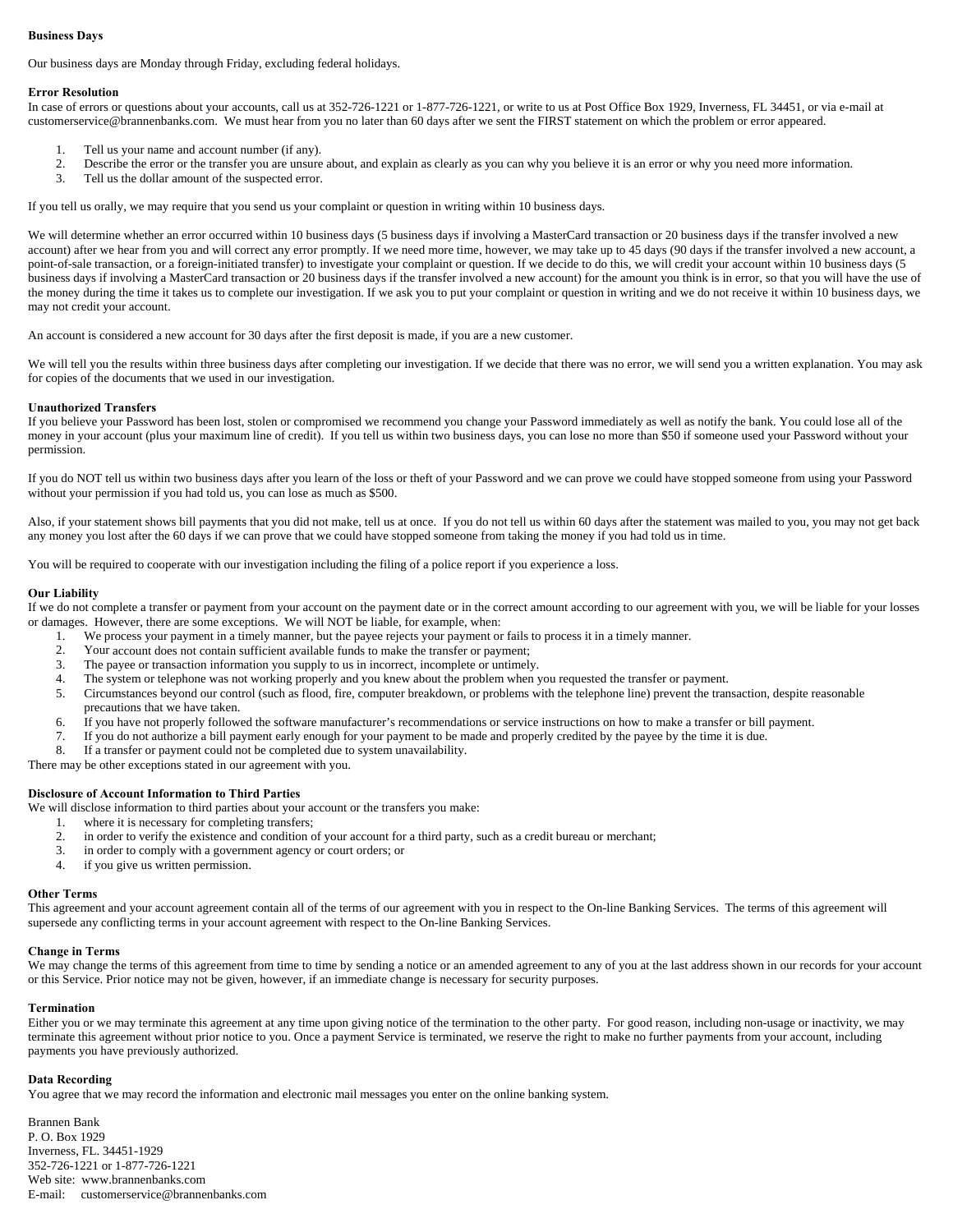**Business Days**

Our business days are Monday through Friday, excluding federal holidays.

**Error Resolution**

In case of errors or questions about your accounts, call us at 352-726-1221 or 1-877-726-1221, or write to us at Post Office Box 1929, Inverness, FL 34451, or via e-mail at customerservice@brannenbanks.com. We must hear from you no later than 60 days after we sent the FIRST statement on which the problem or error appeared.

1. Tell us your name and account number (if any).
2. Describe the error or the transfer you are unsure about, and explain as clearly as you can why you believe it is an error or why you need more information.
3. Tell us the dollar amount of the suspected error.

If you tell us orally, we may require that you send us your complaint or question in writing within 10 business days.

We will determine whether an error occurred within 10 business days (5 business days if involving a MasterCard transaction or 20 business days if the transfer involved a new account) after we hear from you and will correct any error promptly. If we need more time, however, we may take up to 45 days (90 days if the transfer involved a new account, a point-of-sale transaction, or a foreign-initiated transfer) to investigate your complaint or question. If we decide to do this, we will credit your account within 10 business days (5 business days if involving a MasterCard transaction or 20 business days if the transfer involved a new account) for the amount you think is in error, so that you will have the use of the money during the time it takes us to complete our investigation. If we ask you to put your complaint or question in writing and we do not receive it within 10 business days, we may not credit your account.

An account is considered a new account for 30 days after the first deposit is made, if you are a new customer.

We will tell you the results within three business days after completing our investigation. If we decide that there was no error, we will send you a written explanation. You may ask for copies of the documents that we used in our investigation.

**Unauthorized Transfers**

If you believe your Password has been lost, stolen or compromised we recommend you change your Password immediately as well as notify the bank. You could lose all of the money in your account (plus your maximum line of credit). If you tell us within two business days, you can lose no more than $50 if someone used your Password without your permission.

If you do NOT tell us within two business days after you learn of the loss or theft of your Password and we can prove we could have stopped someone from using your Password without your permission if you had told us, you can lose as much as $500.

Also, if your statement shows bill payments that you did not make, tell us at once. If you do not tell us within 60 days after the statement was mailed to you, you may not get back any money you lost after the 60 days if we can prove that we could have stopped someone from taking the money if you had told us in time.

You will be required to cooperate with our investigation including the filing of a police report if you experience a loss.

**Our Liability**

If we do not complete a transfer or payment from your account on the payment date or in the correct amount according to our agreement with you, we will be liable for your losses or damages. However, there are some exceptions. We will NOT be liable, for example, when:

1. We process your payment in a timely manner, but the payee rejects your payment or fails to process it in a timely manner.
2. Your account does not contain sufficient available funds to make the transfer or payment;
3. The payee or transaction information you supply to us in incorrect, incomplete or untimely.
4. The system or telephone was not working properly and you knew about the problem when you requested the transfer or payment.
5. Circumstances beyond our control (such as flood, fire, computer breakdown, or problems with the telephone line) prevent the transaction, despite reasonable precautions that we have taken.
6. If you have not properly followed the software manufacturer's recommendations or service instructions on how to make a transfer or bill payment.
7. If you do not authorize a bill payment early enough for your payment to be made and properly credited by the payee by the time it is due.
8. If a transfer or payment could not be completed due to system unavailability.

There may be other exceptions stated in our agreement with you.

**Disclosure of Account Information to Third Parties**

We will disclose information to third parties about your account or the transfers you make:

1. where it is necessary for completing transfers;
2. in order to verify the existence and condition of your account for a third party, such as a credit bureau or merchant;
3. in order to comply with a government agency or court orders; or
4. if you give us written permission.

**Other Terms**

This agreement and your account agreement contain all of the terms of our agreement with you in respect to the On-line Banking Services. The terms of this agreement will supersede any conflicting terms in your account agreement with respect to the On-line Banking Services.

**Change in Terms**

We may change the terms of this agreement from time to time by sending a notice or an amended agreement to any of you at the last address shown in our records for your account or this Service. Prior notice may not be given, however, if an immediate change is necessary for security purposes.

**Termination**

Either you or we may terminate this agreement at any time upon giving notice of the termination to the other party. For good reason, including non-usage or inactivity, we may terminate this agreement without prior notice to you. Once a payment Service is terminated, we reserve the right to make no further payments from your account, including payments you have previously authorized.

**Data Recording**

You agree that we may record the information and electronic mail messages you enter on the online banking system.

Brannen Bank
P. O. Box 1929
Inverness, FL. 34451-1929
352-726-1221 or 1-877-726-1221
Web site: www.brannenbanks.com
E-mail: customerservice@brannenbanks.com